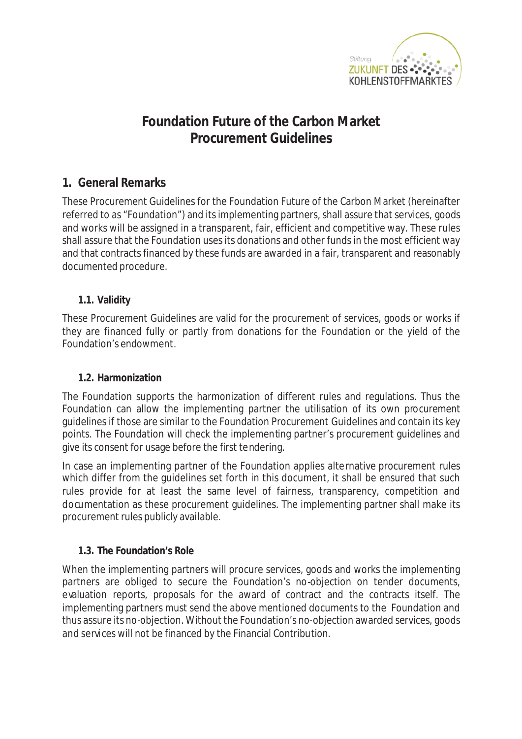# Foundation Future of the Carbon Market
# Procurement Guidelines

## 1. General Remarks

These Procurement Guidelines for the Foundation Future of the Carbon Market (hereinafter referred to as "Foundation") and its implementing partners, shall assure that services, goods and works will be assigned in a transparent, fair, efficient and competitive way. These rules shall assure that the Foundation uses its donations and other funds in the most efficient way and that contracts financed by these funds are awarded in a fair, transparent and reasonably documented procedure.

### 1.1. Validity

These Procurement Guidelines are valid for the procurement of services, goods or works if they are financed fully or partly from donations for the Foundation or the yield of the Foundation's endowment.

### 1.2. Harmonization

The Foundation supports the harmonization of different rules and regulations. Thus the Foundation can allow the implementing partner the utilisation of its own procurement guidelines if those are similar to the Foundation Procurement Guidelines and contain its key points. The Foundation will check the implementing partner's procurement guidelines and give its consent for usage before the first tendering.

In case an implementing partner of the Foundation applies alternative procurement rules which differ from the guidelines set forth in this document, it shall be ensured that such rules provide for at least the same level of fairness, transparency, competition and documentation as these procurement guidelines. The implementing partner shall make its procurement rules publicly available.

### 1.3. The Foundation's Role

When the implementing partners will procure services, goods and works the implementing partners are obliged to secure the Foundation's no-objection on tender documents, evaluation reports, proposals for the award of contract and the contracts itself. The implementing partners must send the above mentioned documents to the Foundation and thus assure its no-objection. Without the Foundation's no-objection awarded services, goods and services will not be financed by the Financial Contribution.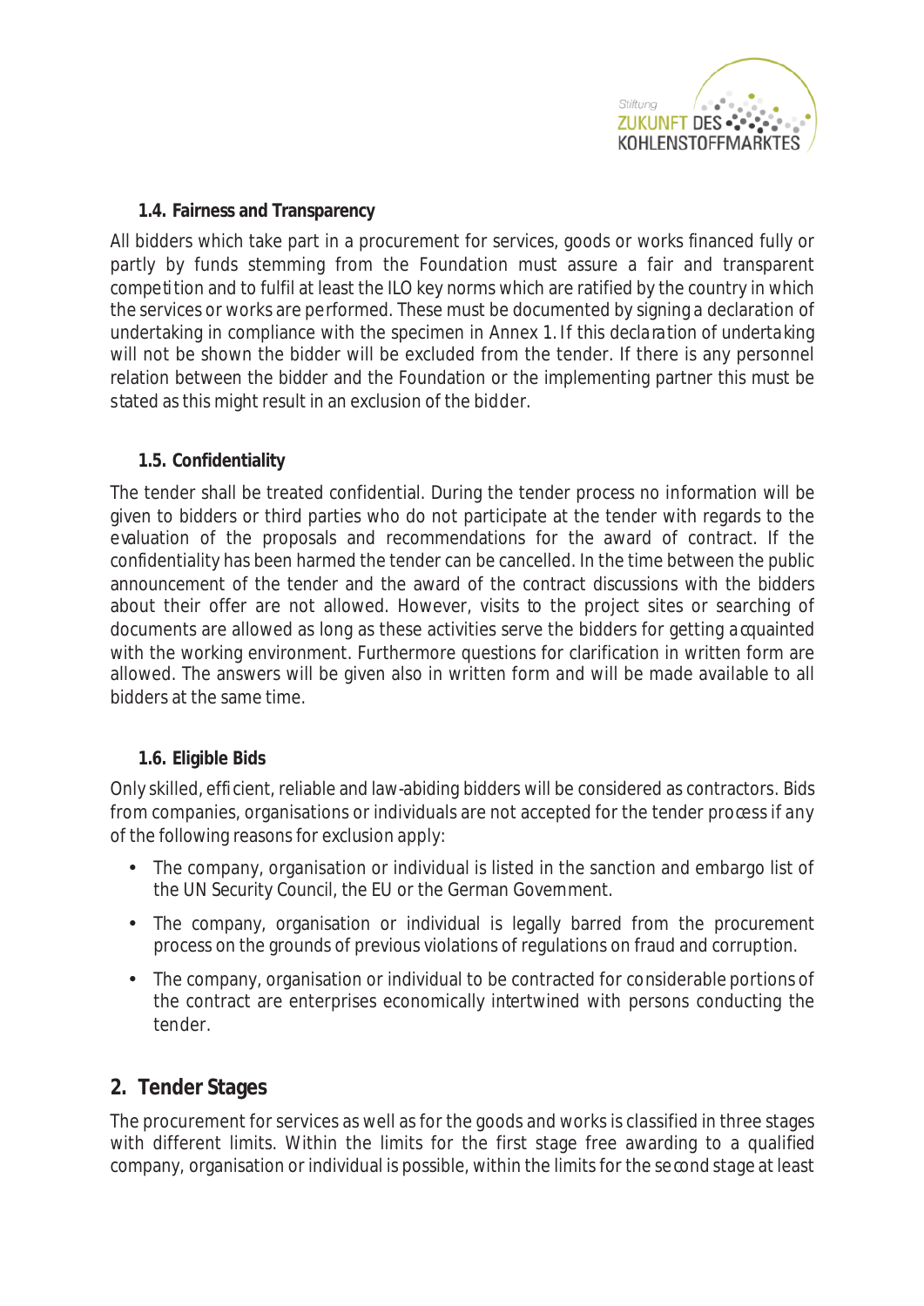### 1.4. Fairness and Transparency

All bidders which take part in a procurement for services, goods or works financed fully or partly by funds stemming from the Foundation must assure a fair and transparent competition and to fulfil at least the ILO key norms which are ratified by the country in which the services or works are performed. These must be documented by signing a declaration of undertaking in compliance with the specimen in Annex 1. If this declaration of undertaking will not be shown the bidder will be excluded from the tender. If there is any personnel relation between the bidder and the Foundation or the implementing partner this must be stated as this might result in an exclusion of the bidder.

### 1.5. Confidentiality

The tender shall be treated confidential. During the tender process no information will be given to bidders or third parties who do not participate at the tender with regards to the evaluation of the proposals and recommendations for the award of contract. If the confidentiality has been harmed the tender can be cancelled. In the time between the public announcement of the tender and the award of the contract discussions with the bidders about their offer are not allowed. However, visits to the project sites or searching of documents are allowed as long as these activities serve the bidders for getting acquainted with the working environment. Furthermore questions for clarification in written form are allowed. The answers will be given also in written form and will be made available to all bidders at the same time.

### 1.6. Eligible Bids

Only skilled, efficient, reliable and law-abiding bidders will be considered as contractors. Bids from companies, organisations or individuals are not accepted for the tender process if any of the following reasons for exclusion apply:

- The company, organisation or individual is listed in the sanction and embargo list of the UN Security Council, the EU or the German Government.
- The company, organisation or individual is legally barred from the procurement process on the grounds of previous violations of regulations on fraud and corruption.
- The company, organisation or individual to be contracted for considerable portions of the contract are enterprises economically intertwined with persons conducting the tender.

## 2. Tender Stages

The procurement for services as well as for the goods and works is classified in three stages with different limits. Within the limits for the first stage free awarding to a qualified company, organisation or individual is possible, within the limits for the second stage at least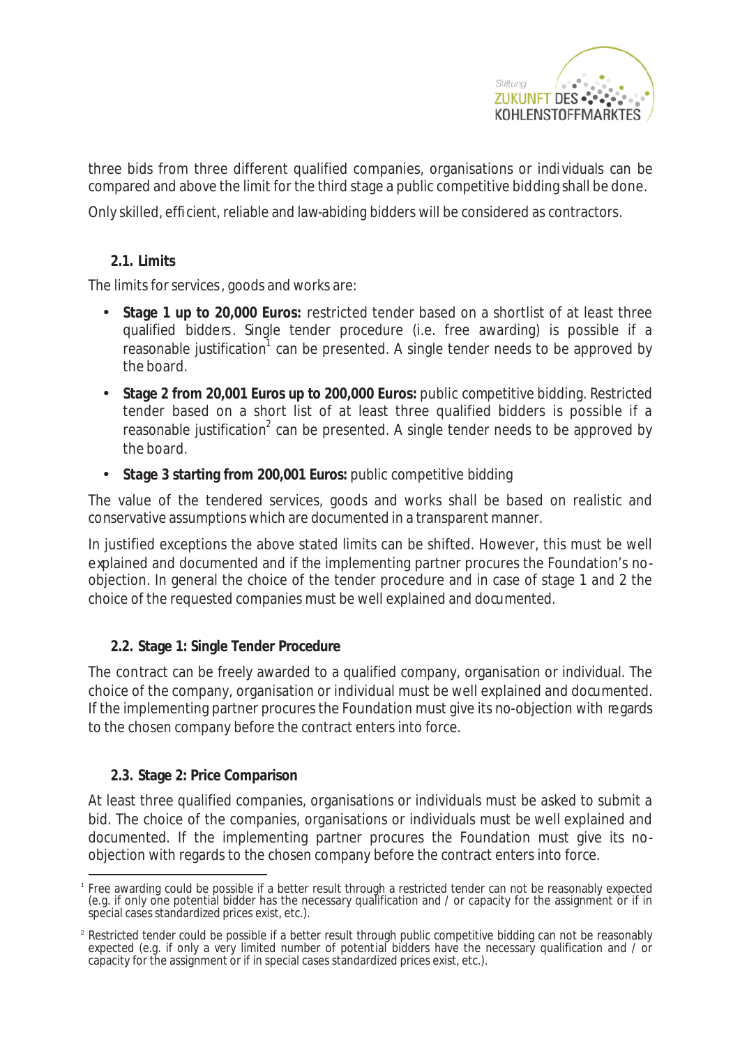three bids from three different qualified companies, organisations or individuals can be compared and above the limit for the third stage a public competitive bidding shall be done.

Only skilled, efficient, reliable and law-abiding bidders will be considered as contractors.

### 2.1. Limits

The limits for services, goods and works are:

- **Stage 1 up to 20,000 Euros:** restricted tender based on a shortlist of at least three qualified bidders. Single tender procedure (i.e. free awarding) is possible if a reasonable justification[1] can be presented. A single tender needs to be approved by the board.
- **Stage 2 from 20,001 Euros up to 200,000 Euros:** public competitive bidding. Restricted tender based on a short list of at least three qualified bidders is possible if a reasonable justification[2] can be presented. A single tender needs to be approved by the board.
- **Stage 3 starting from 200,001 Euros:** public competitive bidding

The value of the tendered services, goods and works shall be based on realistic and conservative assumptions which are documented in a transparent manner.

In justified exceptions the above stated limits can be shifted. However, this must be well explained and documented and if the implementing partner procures the Foundation's no-objection. In general the choice of the tender procedure and in case of stage 1 and 2 the choice of the requested companies must be well explained and documented.

### 2.2. Stage 1: Single Tender Procedure

The contract can be freely awarded to a qualified company, organisation or individual. The choice of the company, organisation or individual must be well explained and documented. If the implementing partner procures the Foundation must give its no-objection with regards to the chosen company before the contract enters into force.

### 2.3. Stage 2: Price Comparison

At least three qualified companies, organisations or individuals must be asked to submit a bid. The choice of the companies, organisations or individuals must be well explained and documented. If the implementing partner procures the Foundation must give its no-objection with regards to the chosen company before the contract enters into force.

---

[1] Free awarding could be possible if a better result through a restricted tender can not be reasonably expected (e.g. if only one potential bidder has the necessary qualification and / or capacity for the assignment or if in special cases standardized prices exist, etc.).

[2] Restricted tender could be possible if a better result through public competitive bidding can not be reasonably expected (e.g. if only a very limited number of potential bidders have the necessary qualification and / or capacity for the assignment or if in special cases standardized prices exist, etc.).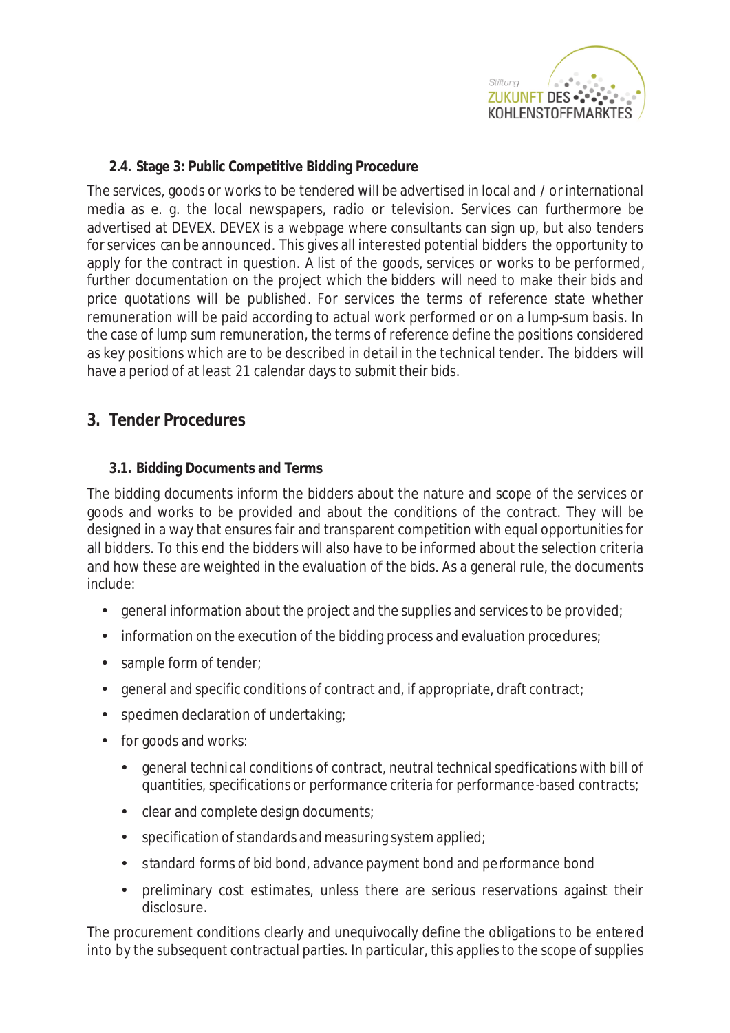### 2.4. Stage 3: Public Competitive Bidding Procedure

The services, goods or works to be tendered will be advertised in local and / or international media as e. g. the local newspapers, radio or television. Services can furthermore be advertised at DEVEX. DEVEX is a webpage where consultants can sign up, but also tenders for services can be announced. This gives all interested potential bidders the opportunity to apply for the contract in question. A list of the goods, services or works to be performed, further documentation on the project which the bidders will need to make their bids and price quotations will be published. For services the terms of reference state whether remuneration will be paid according to actual work performed or on a lump-sum basis. In the case of lump sum remuneration, the terms of reference define the positions considered as key positions which are to be described in detail in the technical tender. The bidders will have a period of at least 21 calendar days to submit their bids.

## 3. Tender Procedures

### 3.1. Bidding Documents and Terms

The bidding documents inform the bidders about the nature and scope of the services or goods and works to be provided and about the conditions of the contract. They will be designed in a way that ensures fair and transparent competition with equal opportunities for all bidders. To this end the bidders will also have to be informed about the selection criteria and how these are weighted in the evaluation of the bids. As a general rule, the documents include:

- general information about the project and the supplies and services to be provided;
- information on the execution of the bidding process and evaluation procedures;
- sample form of tender;
- general and specific conditions of contract and, if appropriate, draft contract;
- specimen declaration of undertaking;
- for goods and works:
  - general technical conditions of contract, neutral technical specifications with bill of quantities, specifications or performance criteria for performance-based contracts;
  - clear and complete design documents;
  - specification of standards and measuring system applied;
  - standard forms of bid bond, advance payment bond and performance bond
  - preliminary cost estimates, unless there are serious reservations against their disclosure.

The procurement conditions clearly and unequivocally define the obligations to be entered into by the subsequent contractual parties. In particular, this applies to the scope of supplies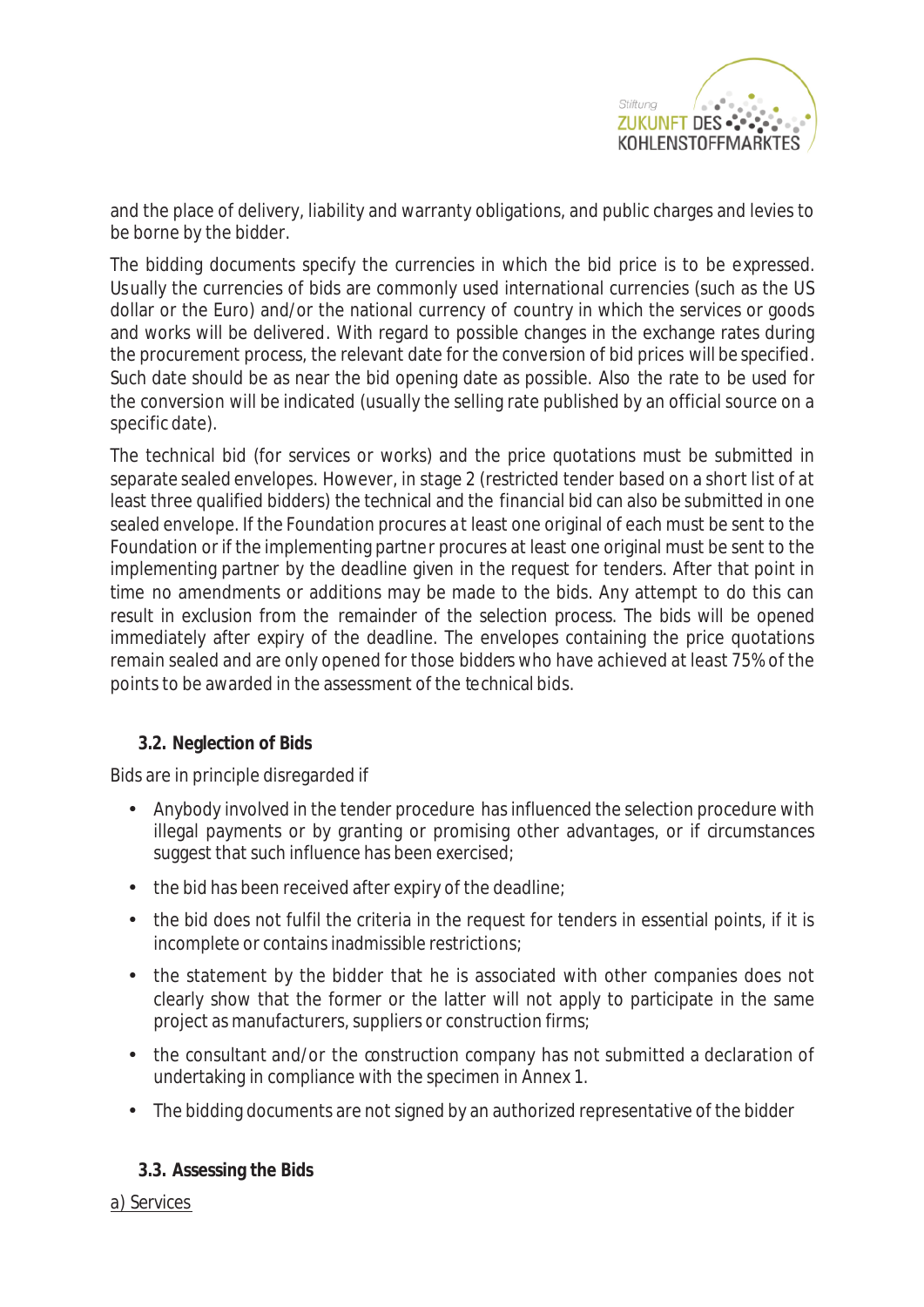and the place of delivery, liability and warranty obligations, and public charges and levies to be borne by the bidder.

The bidding documents specify the currencies in which the bid price is to be expressed. Usually the currencies of bids are commonly used international currencies (such as the US dollar or the Euro) and/or the national currency of country in which the services or goods and works will be delivered. With regard to possible changes in the exchange rates during the procurement process, the relevant date for the conversion of bid prices will be specified. Such date should be as near the bid opening date as possible. Also the rate to be used for the conversion will be indicated (usually the selling rate published by an official source on a specific date).

The technical bid (for services or works) and the price quotations must be submitted in separate sealed envelopes. However, in stage 2 (restricted tender based on a short list of at least three qualified bidders) the technical and the financial bid can also be submitted in one sealed envelope. If the Foundation procures at least one original of each must be sent to the Foundation or if the implementing partner procures at least one original must be sent to the implementing partner by the deadline given in the request for tenders. After that point in time no amendments or additions may be made to the bids. Any attempt to do this can result in exclusion from the remainder of the selection process. The bids will be opened immediately after expiry of the deadline. The envelopes containing the price quotations remain sealed and are only opened for those bidders who have achieved at least 75% of the points to be awarded in the assessment of the technical bids.

### 3.2. Neglection of Bids

Bids are in principle disregarded if

- Anybody involved in the tender procedure has influenced the selection procedure with illegal payments or by granting or promising other advantages, or if circumstances suggest that such influence has been exercised;
- the bid has been received after expiry of the deadline;
- the bid does not fulfil the criteria in the request for tenders in essential points, if it is incomplete or contains inadmissible restrictions;
- the statement by the bidder that he is associated with other companies does not clearly show that the former or the latter will not apply to participate in the same project as manufacturers, suppliers or construction firms;
- the consultant and/or the construction company has not submitted a declaration of undertaking in compliance with the specimen in Annex 1.
- The bidding documents are not signed by an authorized representative of the bidder

### 3.3. Assessing the Bids

a) Services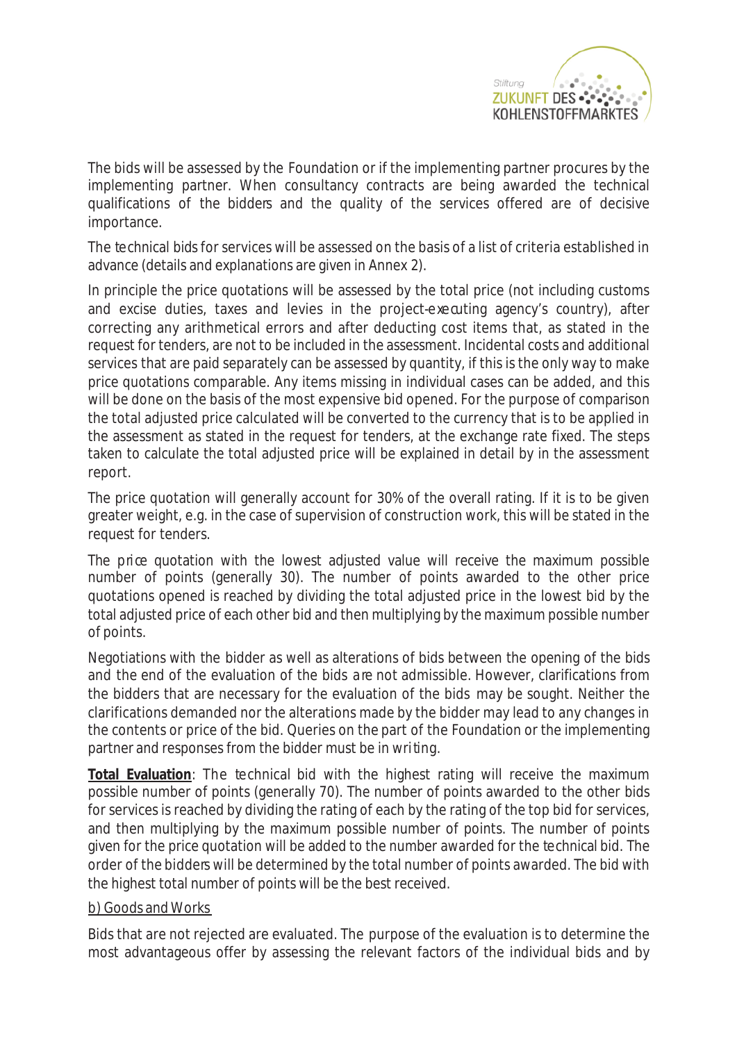The bids will be assessed by the Foundation or if the implementing partner procures by the implementing partner. When consultancy contracts are being awarded the technical qualifications of the bidders and the quality of the services offered are of decisive importance.

The technical bids for services will be assessed on the basis of a list of criteria established in advance (details and explanations are given in Annex 2).

In principle the price quotations will be assessed by the total price (not including customs and excise duties, taxes and levies in the project-executing agency's country), after correcting any arithmetical errors and after deducting cost items that, as stated in the request for tenders, are not to be included in the assessment. Incidental costs and additional services that are paid separately can be assessed by quantity, if this is the only way to make price quotations comparable. Any items missing in individual cases can be added, and this will be done on the basis of the most expensive bid opened. For the purpose of comparison the total adjusted price calculated will be converted to the currency that is to be applied in the assessment as stated in the request for tenders, at the exchange rate fixed. The steps taken to calculate the total adjusted price will be explained in detail by in the assessment report.

The price quotation will generally account for 30% of the overall rating. If it is to be given greater weight, e.g. in the case of supervision of construction work, this will be stated in the request for tenders.

The price quotation with the lowest adjusted value will receive the maximum possible number of points (generally 30). The number of points awarded to the other price quotations opened is reached by dividing the total adjusted price in the lowest bid by the total adjusted price of each other bid and then multiplying by the maximum possible number of points.

Negotiations with the bidder as well as alterations of bids between the opening of the bids and the end of the evaluation of the bids are not admissible. However, clarifications from the bidders that are necessary for the evaluation of the bids may be sought. Neither the clarifications demanded nor the alterations made by the bidder may lead to any changes in the contents or price of the bid. Queries on the part of the Foundation or the implementing partner and responses from the bidder must be in writing.

**Total Evaluation**: The technical bid with the highest rating will receive the maximum possible number of points (generally 70). The number of points awarded to the other bids for services is reached by dividing the rating of each by the rating of the top bid for services, and then multiplying by the maximum possible number of points. The number of points given for the price quotation will be added to the number awarded for the technical bid. The order of the bidders will be determined by the total number of points awarded. The bid with the highest total number of points will be the best received.

b) Goods and Works

Bids that are not rejected are evaluated. The purpose of the evaluation is to determine the most advantageous offer by assessing the relevant factors of the individual bids and by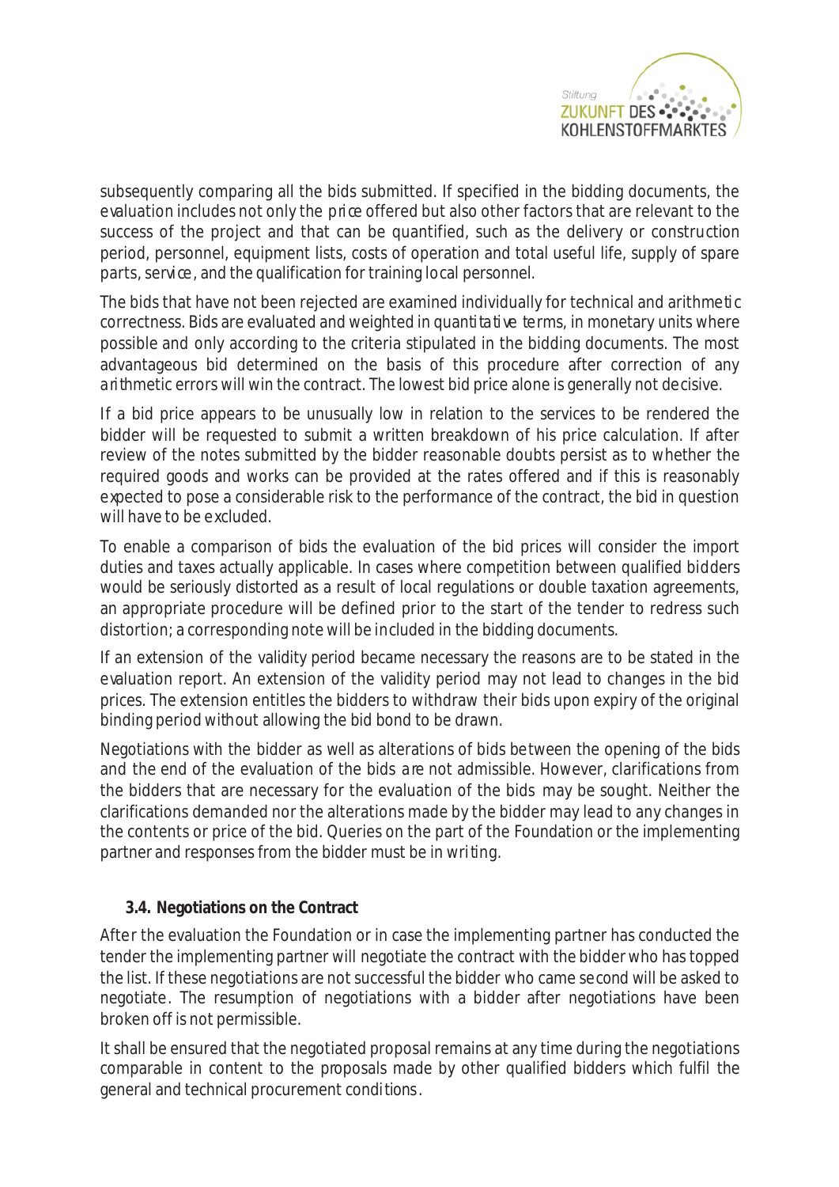subsequently comparing all the bids submitted. If specified in the bidding documents, the evaluation includes not only the price offered but also other factors that are relevant to the success of the project and that can be quantified, such as the delivery or construction period, personnel, equipment lists, costs of operation and total useful life, supply of spare parts, service, and the qualification for training local personnel.

The bids that have not been rejected are examined individually for technical and arithmetic correctness. Bids are evaluated and weighted in quantitative terms, in monetary units where possible and only according to the criteria stipulated in the bidding documents. The most advantageous bid determined on the basis of this procedure after correction of any arithmetic errors will win the contract. The lowest bid price alone is generally not decisive.

If a bid price appears to be unusually low in relation to the services to be rendered the bidder will be requested to submit a written breakdown of his price calculation. If after review of the notes submitted by the bidder reasonable doubts persist as to whether the required goods and works can be provided at the rates offered and if this is reasonably expected to pose a considerable risk to the performance of the contract, the bid in question will have to be excluded.

To enable a comparison of bids the evaluation of the bid prices will consider the import duties and taxes actually applicable. In cases where competition between qualified bidders would be seriously distorted as a result of local regulations or double taxation agreements, an appropriate procedure will be defined prior to the start of the tender to redress such distortion; a corresponding note will be included in the bidding documents.

If an extension of the validity period became necessary the reasons are to be stated in the evaluation report. An extension of the validity period may not lead to changes in the bid prices. The extension entitles the bidders to withdraw their bids upon expiry of the original binding period without allowing the bid bond to be drawn.

Negotiations with the bidder as well as alterations of bids between the opening of the bids and the end of the evaluation of the bids are not admissible. However, clarifications from the bidders that are necessary for the evaluation of the bids may be sought. Neither the clarifications demanded nor the alterations made by the bidder may lead to any changes in the contents or price of the bid. Queries on the part of the Foundation or the implementing partner and responses from the bidder must be in writing.

### 3.4. Negotiations on the Contract

After the evaluation the Foundation or in case the implementing partner has conducted the tender the implementing partner will negotiate the contract with the bidder who has topped the list. If these negotiations are not successful the bidder who came second will be asked to negotiate. The resumption of negotiations with a bidder after negotiations have been broken off is not permissible.

It shall be ensured that the negotiated proposal remains at any time during the negotiations comparable in content to the proposals made by other qualified bidders which fulfil the general and technical procurement conditions.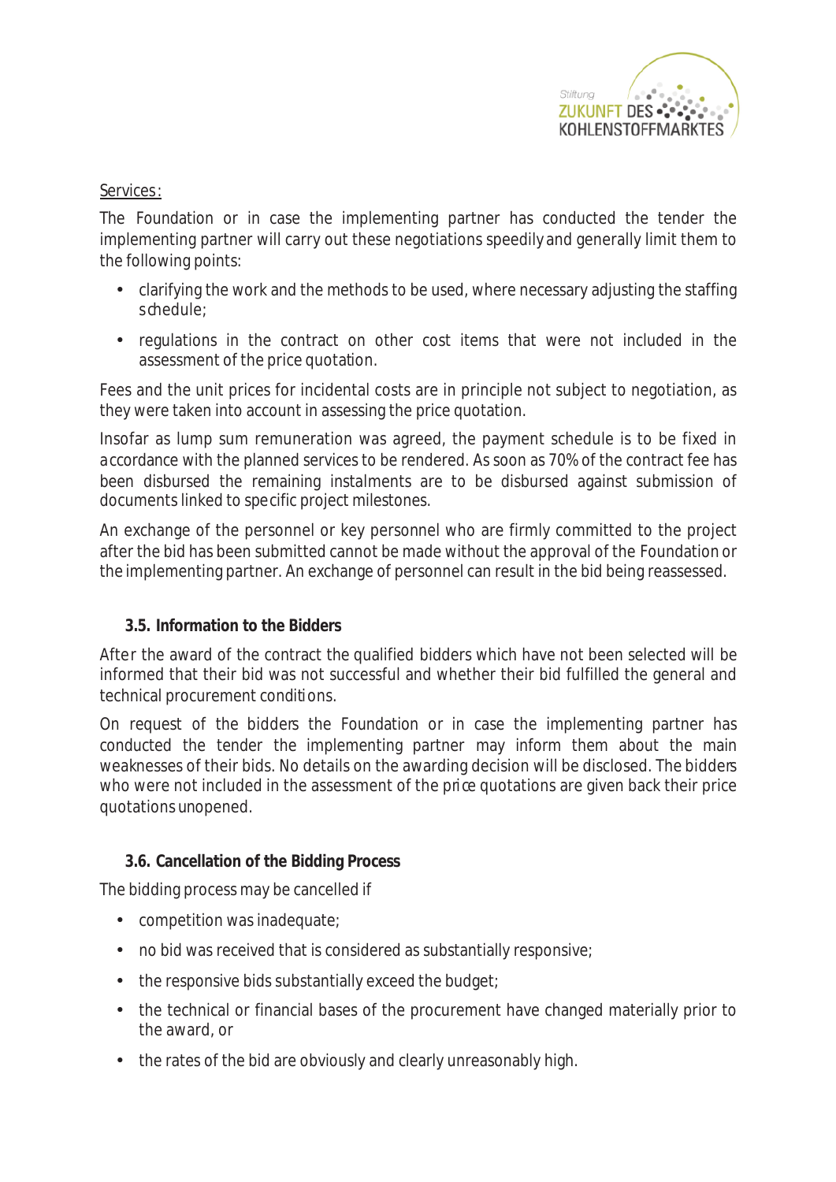Services:

The Foundation or in case the implementing partner has conducted the tender the implementing partner will carry out these negotiations speedily and generally limit them to the following points:

- clarifying the work and the methods to be used, where necessary adjusting the staffing schedule;
- regulations in the contract on other cost items that were not included in the assessment of the price quotation.

Fees and the unit prices for incidental costs are in principle not subject to negotiation, as they were taken into account in assessing the price quotation.

Insofar as lump sum remuneration was agreed, the payment schedule is to be fixed in accordance with the planned services to be rendered. As soon as 70% of the contract fee has been disbursed the remaining instalments are to be disbursed against submission of documents linked to specific project milestones.

An exchange of the personnel or key personnel who are firmly committed to the project after the bid has been submitted cannot be made without the approval of the Foundation or the implementing partner. An exchange of personnel can result in the bid being reassessed.

### 3.5. Information to the Bidders

After the award of the contract the qualified bidders which have not been selected will be informed that their bid was not successful and whether their bid fulfilled the general and technical procurement conditions.

On request of the bidders the Foundation or in case the implementing partner has conducted the tender the implementing partner may inform them about the main weaknesses of their bids. No details on the awarding decision will be disclosed. The bidders who were not included in the assessment of the price quotations are given back their price quotations unopened.

### 3.6. Cancellation of the Bidding Process

The bidding process may be cancelled if

- competition was inadequate;
- no bid was received that is considered as substantially responsive;
- the responsive bids substantially exceed the budget;
- the technical or financial bases of the procurement have changed materially prior to the award, or
- the rates of the bid are obviously and clearly unreasonably high.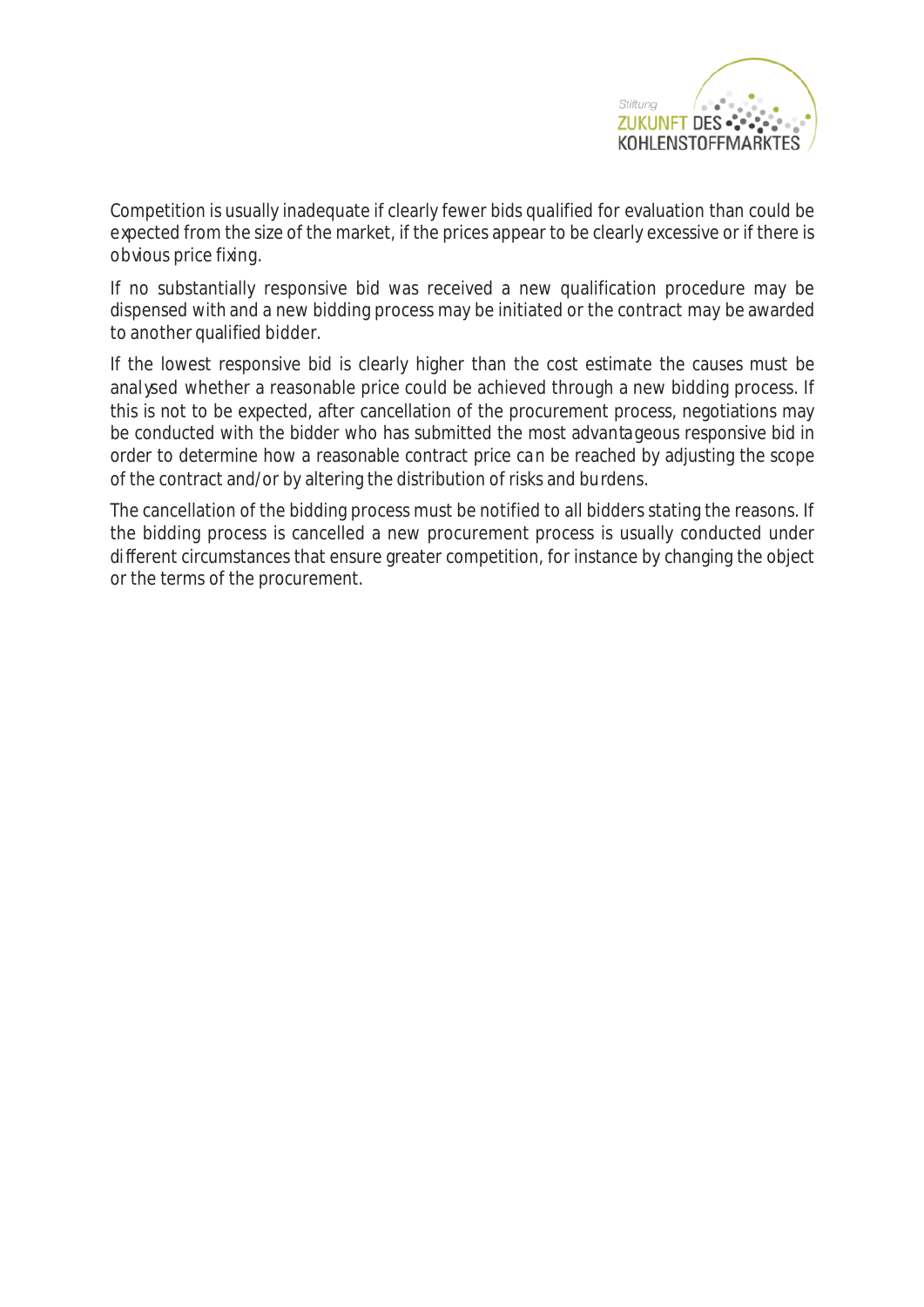Competition is usually inadequate if clearly fewer bids qualified for evaluation than could be expected from the size of the market, if the prices appear to be clearly excessive or if there is obvious price fixing.

If no substantially responsive bid was received a new qualification procedure may be dispensed with and a new bidding process may be initiated or the contract may be awarded to another qualified bidder.

If the lowest responsive bid is clearly higher than the cost estimate the causes must be analysed whether a reasonable price could be achieved through a new bidding process. If this is not to be expected, after cancellation of the procurement process, negotiations may be conducted with the bidder who has submitted the most advantageous responsive bid in order to determine how a reasonable contract price can be reached by adjusting the scope of the contract and/or by altering the distribution of risks and burdens.

The cancellation of the bidding process must be notified to all bidders stating the reasons. If the bidding process is cancelled a new procurement process is usually conducted under different circumstances that ensure greater competition, for instance by changing the object or the terms of the procurement.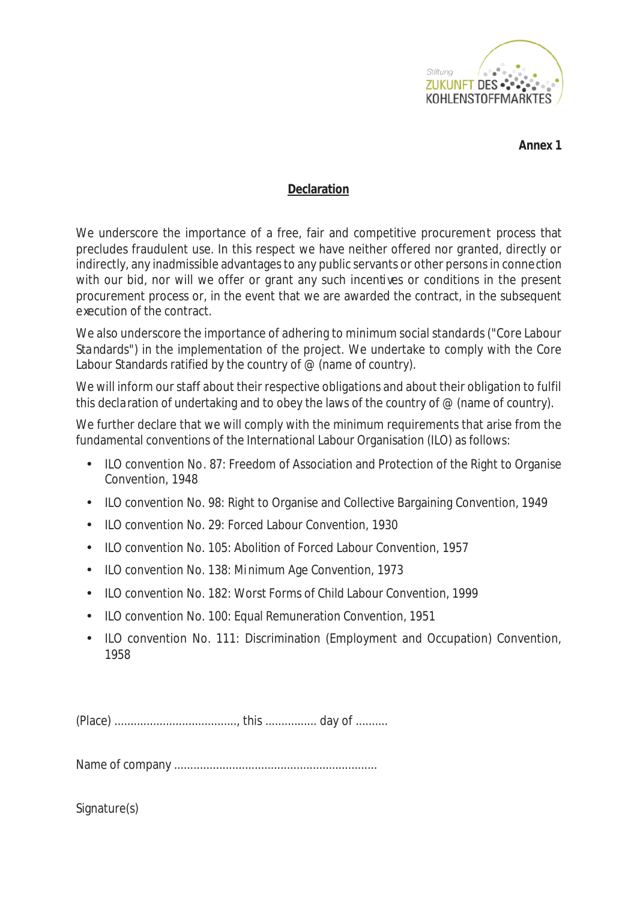**Annex 1**

## Declaration

We underscore the importance of a free, fair and competitive procurement process that precludes fraudulent use. In this respect we have neither offered nor granted, directly or indirectly, any inadmissible advantages to any public servants or other persons in connection with our bid, nor will we offer or grant any such incentives or conditions in the present procurement process or, in the event that we are awarded the contract, in the subsequent execution of the contract.

We also underscore the importance of adhering to minimum social standards ("Core Labour Standards") in the implementation of the project. We undertake to comply with the Core Labour Standards ratified by the country of @ (name of country).

We will inform our staff about their respective obligations and about their obligation to fulfil this declaration of undertaking and to obey the laws of the country of @ (name of country).

We further declare that we will comply with the minimum requirements that arise from the fundamental conventions of the International Labour Organisation (ILO) as follows:

- ILO convention No. 87: Freedom of Association and Protection of the Right to Organise Convention, 1948
- ILO convention No. 98: Right to Organise and Collective Bargaining Convention, 1949
- ILO convention No. 29: Forced Labour Convention, 1930
- ILO convention No. 105: Abolition of Forced Labour Convention, 1957
- ILO convention No. 138: Minimum Age Convention, 1973
- ILO convention No. 182: Worst Forms of Child Labour Convention, 1999
- ILO convention No. 100: Equal Remuneration Convention, 1951
- ILO convention No. 111: Discrimination (Employment and Occupation) Convention, 1958

(Place) ......................................, this ................ day of ..........

Name of company ..............................................................

Signature(s)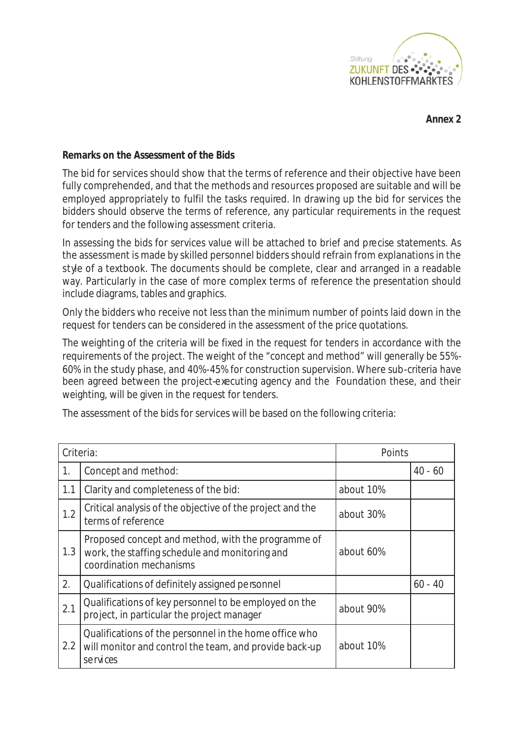**Annex 2**

**Remarks on the Assessment of the Bids**

The bid for services should show that the terms of reference and their objective have been fully comprehended, and that the methods and resources proposed are suitable and will be employed appropriately to fulfil the tasks required. In drawing up the bid for services the bidders should observe the terms of reference, any particular requirements in the request for tenders and the following assessment criteria.

In assessing the bids for services value will be attached to brief and precise statements. As the assessment is made by skilled personnel bidders should refrain from explanations in the style of a textbook. The documents should be complete, clear and arranged in a readable way. Particularly in the case of more complex terms of reference the presentation should include diagrams, tables and graphics.

Only the bidders who receive not less than the minimum number of points laid down in the request for tenders can be considered in the assessment of the price quotations.

The weighting of the criteria will be fixed in the request for tenders in accordance with the requirements of the project. The weight of the "concept and method" will generally be 55%-60% in the study phase, and 40%-45% for construction supervision. Where sub-criteria have been agreed between the project-executing agency and the Foundation these, and their weighting, will be given in the request for tenders.

The assessment of the bids for services will be based on the following criteria:

| Criteria: | | Points | |
|---|---|---|---|
| 1. | Concept and method: | | 40 - 60 |
| 1.1 | Clarity and completeness of the bid: | about 10% | |
| 1.2 | Critical analysis of the objective of the project and the terms of reference | about 30% | |
| 1.3 | Proposed concept and method, with the programme of work, the staffing schedule and monitoring and coordination mechanisms | about 60% | |
| 2. | Qualifications of definitely assigned personnel | | 60 - 40 |
| 2.1 | Qualifications of key personnel to be employed on the project, in particular the project manager | about 90% | |
| 2.2 | Qualifications of the personnel in the home office who will monitor and control the team, and provide back-up services | about 10% | |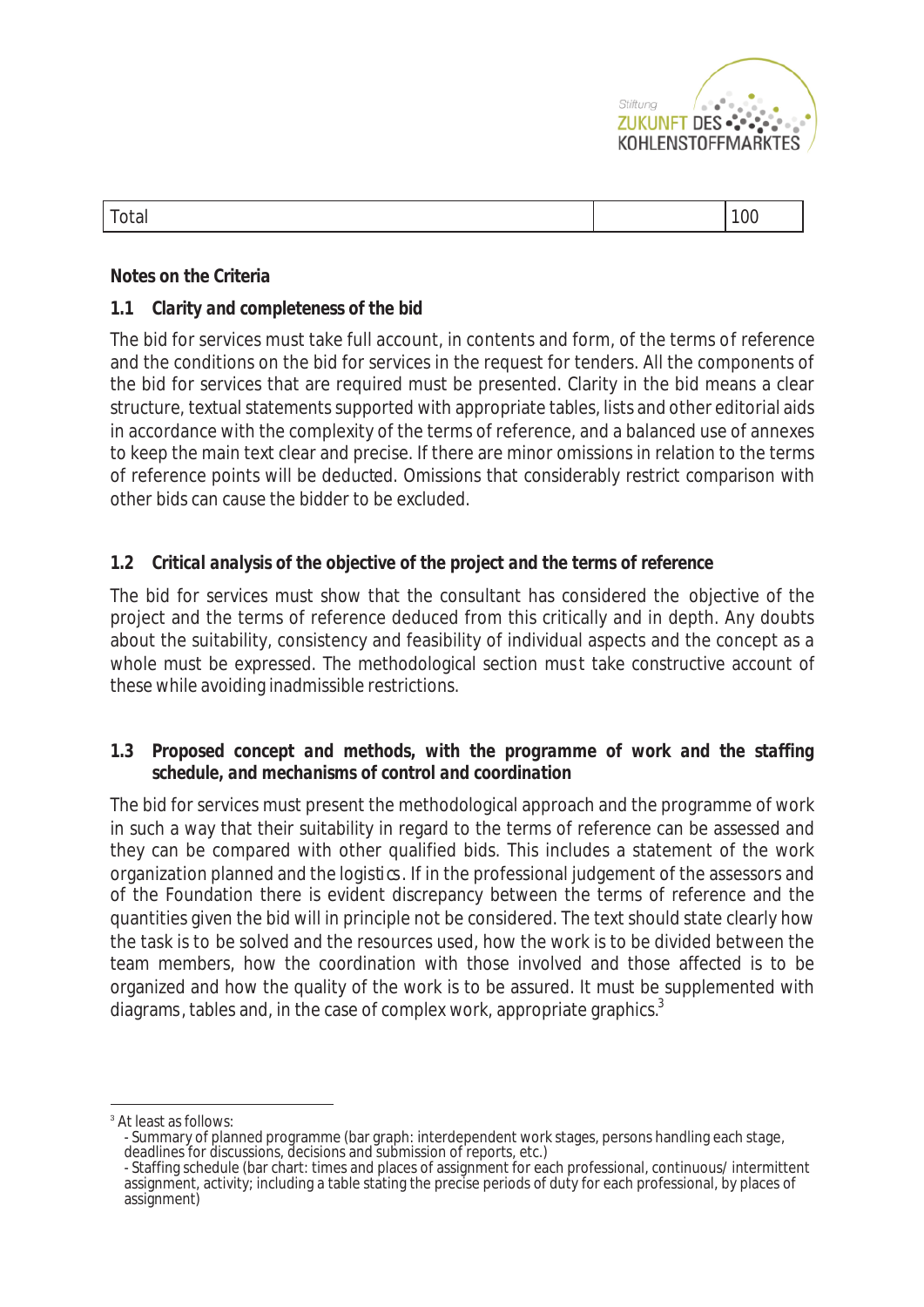| Total | | 100 |
|---|---|---|

**Notes on the Criteria**

**1.1 *Clarity and completeness of the bid***

The bid for services must take full account, in contents and form, of the terms of reference and the conditions on the bid for services in the request for tenders. All the components of the bid for services that are required must be presented. Clarity in the bid means a clear structure, textual statements supported with appropriate tables, lists and other editorial aids in accordance with the complexity of the terms of reference, and a balanced use of annexes to keep the main text clear and precise. If there are minor omissions in relation to the terms of reference points will be deducted. Omissions that considerably restrict comparison with other bids can cause the bidder to be excluded.

**1.2 *Critical analysis of the objective of the project and the terms of reference***

The bid for services must show that the consultant has considered the objective of the project and the terms of reference deduced from this critically and in depth. Any doubts about the suitability, consistency and feasibility of individual aspects and the concept as a whole must be expressed. The methodological section must take constructive account of these while avoiding inadmissible restrictions.

**1.3 *Proposed concept and methods, with the programme of work and the staffing schedule, and mechanisms of control and coordination***

The bid for services must present the methodological approach and the programme of work in such a way that their suitability in regard to the terms of reference can be assessed and they can be compared with other qualified bids. This includes a statement of the work organization planned and the logistics. If in the professional judgement of the assessors and of the Foundation there is evident discrepancy between the terms of reference and the quantities given the bid will in principle not be considered. The text should state clearly how the task is to be solved and the resources used, how the work is to be divided between the team members, how the coordination with those involved and those affected is to be organized and how the quality of the work is to be assured. It must be supplemented with diagrams, tables and, in the case of complex work, appropriate graphics.[3]

---

[3] At least as follows:
- Summary of planned programme (bar graph: interdependent work stages, persons handling each stage, deadlines for discussions, decisions and submission of reports, etc.)
- Staffing schedule (bar chart: times and places of assignment for each professional, continuous/ intermittent assignment, activity; including a table stating the precise periods of duty for each professional, by places of assignment)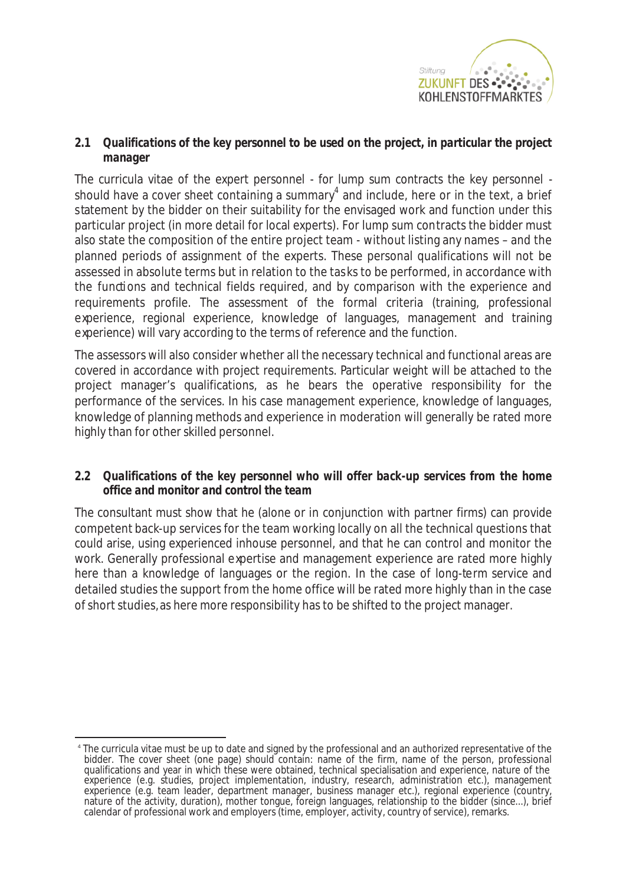### 2.1 *Qualifications of the key personnel to be used on the project, in particular the project manager*

The curricula vitae of the expert personnel - for lump sum contracts the key personnel - should have a cover sheet containing a summary[4] and include, here or in the text, a brief statement by the bidder on their suitability for the envisaged work and function under this particular project (in more detail for local experts). For lump sum contracts the bidder must also state the composition of the entire project team - without listing any names – and the planned periods of assignment of the experts. These personal qualifications will not be assessed in absolute terms but in relation to the tasks to be performed, in accordance with the functions and technical fields required, and by comparison with the experience and requirements profile. The assessment of the formal criteria (training, professional experience, regional experience, knowledge of languages, management and training experience) will vary according to the terms of reference and the function.

The assessors will also consider whether all the necessary technical and functional areas are covered in accordance with project requirements. Particular weight will be attached to the project manager's qualifications, as he bears the operative responsibility for the performance of the services. In his case management experience, knowledge of languages, knowledge of planning methods and experience in moderation will generally be rated more highly than for other skilled personnel.

### 2.2 *Qualifications of the key personnel who will offer back-up services from the home office and monitor and control the team*

The consultant must show that he (alone or in conjunction with partner firms) can provide competent back-up services for the team working locally on all the technical questions that could arise, using experienced inhouse personnel, and that he can control and monitor the work. Generally professional expertise and management experience are rated more highly here than a knowledge of languages or the region. In the case of long-term service and detailed studies the support from the home office will be rated more highly than in the case of short studies, as here more responsibility has to be shifted to the project manager.

---

[4] The curricula vitae must be up to date and signed by the professional and an authorized representative of the bidder. The cover sheet (one page) should contain: name of the firm, name of the person, professional qualifications and year in which these were obtained, technical specialisation and experience, nature of the experience (e.g. studies, project implementation, industry, research, administration etc.), management experience (e.g. team leader, department manager, business manager etc.), regional experience (country, nature of the activity, duration), mother tongue, foreign languages, relationship to the bidder (since...), brief calendar of professional work and employers (time, employer, activity, country of service), remarks.